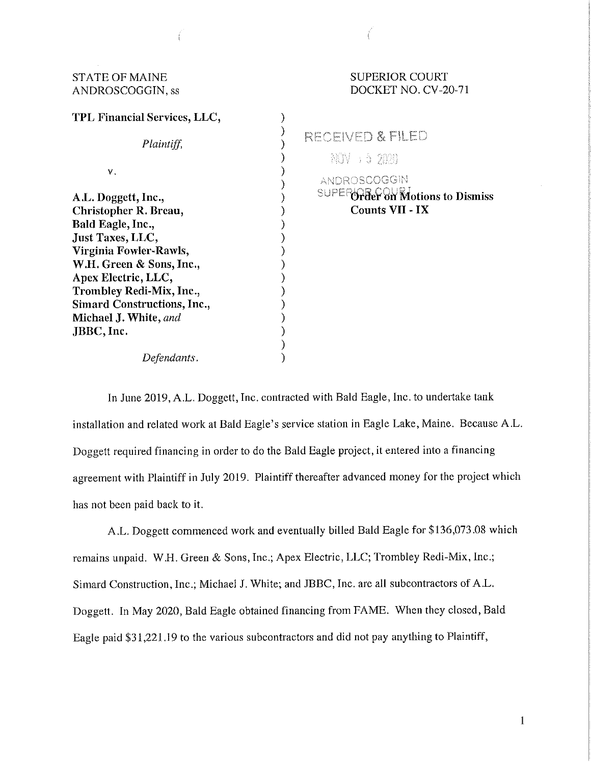STATE OF MAINE
ANDROSCOGGIN, ss

SUPERIOR COURT
DOCKET NO. CV-20-71

**TPL Financial Services, LLC,**

*Plaintiff,*

v.

**A.L. Doggett, Inc.,**
**Christopher R. Breau,**
**Bald Eagle, Inc.,**
**Just Taxes, LLC,**
**Virginia Fowler-Rawls,**
**W.H. Green & Sons, Inc.,**
**Apex Electric, LLC,**
**Trombley Redi-Mix, Inc.,**
**Simard Constructions, Inc.,**
**Michael J. White,** *and*
**JBBC, Inc.**

*Defendants.*

RECEIVED & FILED
NOV 5 2020
ANDROSCOGGIN
SUPERIOR COURT

**Order on Motions to Dismiss Counts VII - IX**

In June 2019, A.L. Doggett, Inc. contracted with Bald Eagle, Inc. to undertake tank installation and related work at Bald Eagle's service station in Eagle Lake, Maine. Because A.L. Doggett required financing in order to do the Bald Eagle project, it entered into a financing agreement with Plaintiff in July 2019. Plaintiff thereafter advanced money for the project which has not been paid back to it.

A.L. Doggett commenced work and eventually billed Bald Eagle for $136,073.08 which remains unpaid. W.H. Green & Sons, Inc.; Apex Electric, LLC; Trombley Redi-Mix, Inc.; Simard Construction, Inc.; Michael J. White; and JBBC, Inc. are all subcontractors of A.L. Doggett. In May 2020, Bald Eagle obtained financing from FAME. When they closed, Bald Eagle paid $31,221.19 to the various subcontractors and did not pay anything to Plaintiff,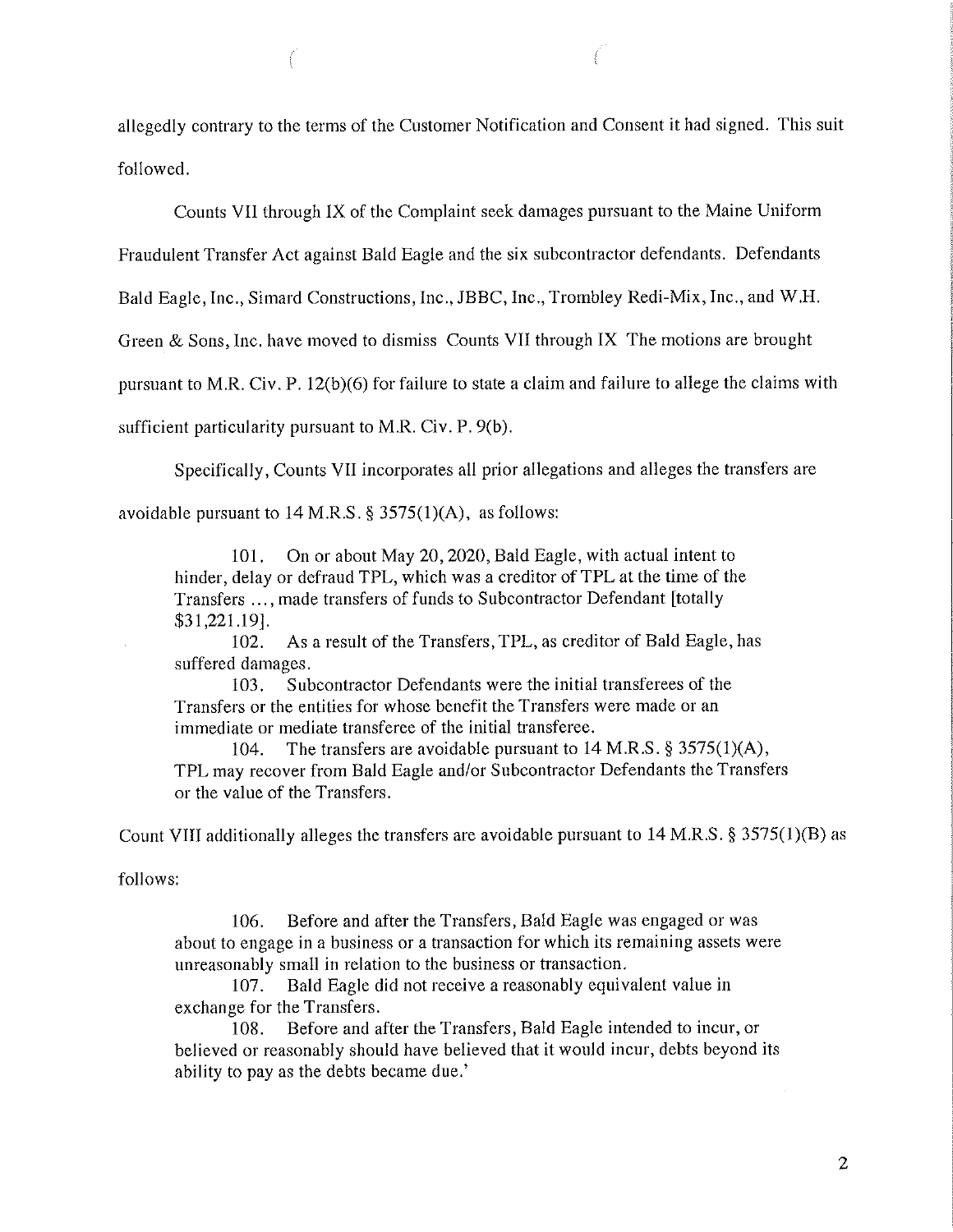allegedly contrary to the terms of the Customer Notification and Consent it had signed. This suit followed.

Counts VII through IX of the Complaint seek damages pursuant to the Maine Uniform Fraudulent Transfer Act against Bald Eagle and the six subcontractor defendants. Defendants Bald Eagle, Inc., Simard Constructions, Inc., JBBC, Inc., Trombley Redi-Mix, Inc., and W.H. Green & Sons, Inc. have moved to dismiss Counts VII through IX The motions are brought pursuant to M.R. Civ. P. 12(b)(6) for failure to state a claim and failure to allege the claims with sufficient particularity pursuant to M.R. Civ. P. 9(b).

Specifically, Counts VII incorporates all prior allegations and alleges the transfers are avoidable pursuant to 14 M.R.S. § 3575(1)(A), as follows:

> 101. On or about May 20, 2020, Bald Eagle, with actual intent to hinder, delay or defraud TPL, which was a creditor of TPL at the time of the Transfers ..., made transfers of funds to Subcontractor Defendant [totally $31,221.19].
>
> 102. As a result of the Transfers, TPL, as creditor of Bald Eagle, has suffered damages.
>
> 103. Subcontractor Defendants were the initial transferees of the Transfers or the entities for whose benefit the Transfers were made or an immediate or mediate transferee of the initial transferee.
>
> 104. The transfers are avoidable pursuant to 14 M.R.S. § 3575(1)(A), TPL may recover from Bald Eagle and/or Subcontractor Defendants the Transfers or the value of the Transfers.

Count VIII additionally alleges the transfers are avoidable pursuant to 14 M.R.S. § 3575(1)(B) as follows:

> 106. Before and after the Transfers, Bald Eagle was engaged or was about to engage in a business or a transaction for which its remaining assets were unreasonably small in relation to the business or transaction.
>
> 107. Bald Eagle did not receive a reasonably equivalent value in exchange for the Transfers.
>
> 108. Before and after the Transfers, Bald Eagle intended to incur, or believed or reasonably should have believed that it would incur, debts beyond its ability to pay as the debts became due.'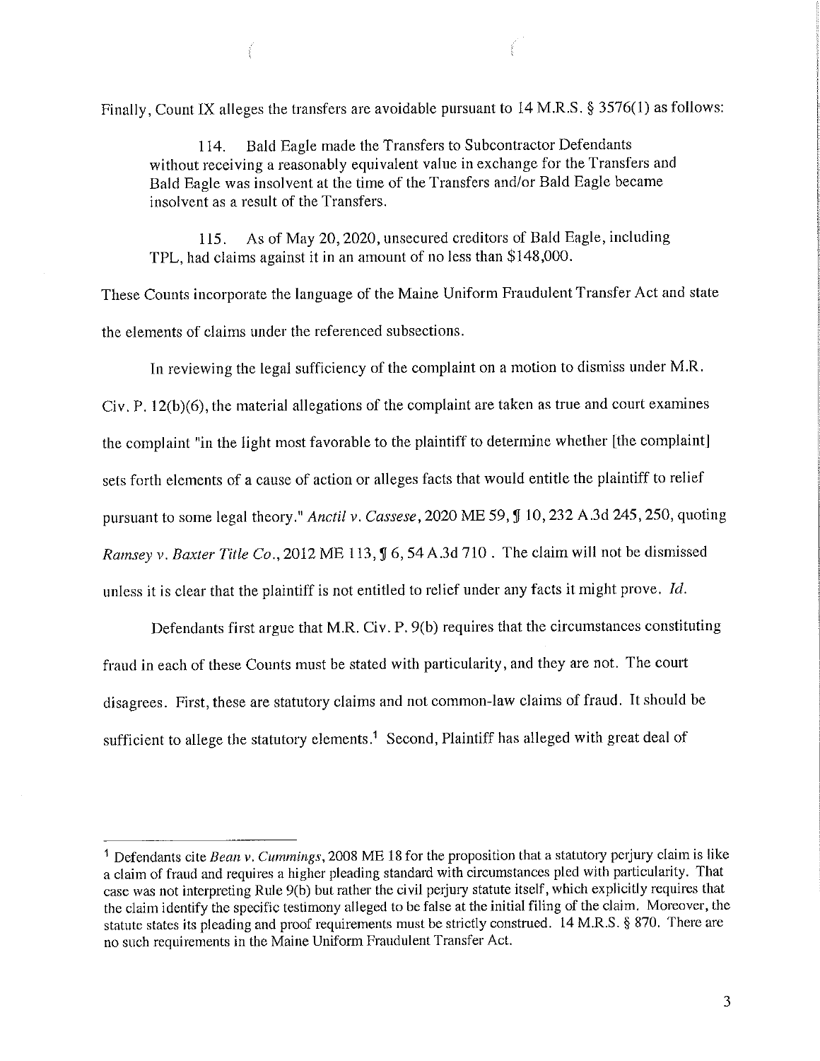Finally, Count IX alleges the transfers are avoidable pursuant to 14 M.R.S. § 3576(1) as follows:

> 114. Bald Eagle made the Transfers to Subcontractor Defendants without receiving a reasonably equivalent value in exchange for the Transfers and Bald Eagle was insolvent at the time of the Transfers and/or Bald Eagle became insolvent as a result of the Transfers.
>
> 115. As of May 20, 2020, unsecured creditors of Bald Eagle, including TPL, had claims against it in an amount of no less than $148,000.

These Counts incorporate the language of the Maine Uniform Fraudulent Transfer Act and state the elements of claims under the referenced subsections.

In reviewing the legal sufficiency of the complaint on a motion to dismiss under M.R. Civ. P. 12(b)(6), the material allegations of the complaint are taken as true and court examines the complaint "in the light most favorable to the plaintiff to determine whether [the complaint] sets forth elements of a cause of action or alleges facts that would entitle the plaintiff to relief pursuant to some legal theory." *Anctil v. Cassese*, 2020 ME 59, ¶ 10, 232 A.3d 245, 250, quoting *Ramsey v. Baxter Title Co.*, 2012 ME 113, ¶ 6, 54 A.3d 710 . The claim will not be dismissed unless it is clear that the plaintiff is not entitled to relief under any facts it might prove. *Id.*

Defendants first argue that M.R. Civ. P. 9(b) requires that the circumstances constituting fraud in each of these Counts must be stated with particularity, and they are not. The court disagrees. First, these are statutory claims and not common-law claims of fraud. It should be sufficient to allege the statutory elements.[1] Second, Plaintiff has alleged with great deal of

---

[1] Defendants cite *Bean v. Cummings*, 2008 ME 18 for the proposition that a statutory perjury claim is like a claim of fraud and requires a higher pleading standard with circumstances pled with particularity. That case was not interpreting Rule 9(b) but rather the civil perjury statute itself, which explicitly requires that the claim identify the specific testimony alleged to be false at the initial filing of the claim. Moreover, the statute states its pleading and proof requirements must be strictly construed. 14 M.R.S. § 870. There are no such requirements in the Maine Uniform Fraudulent Transfer Act.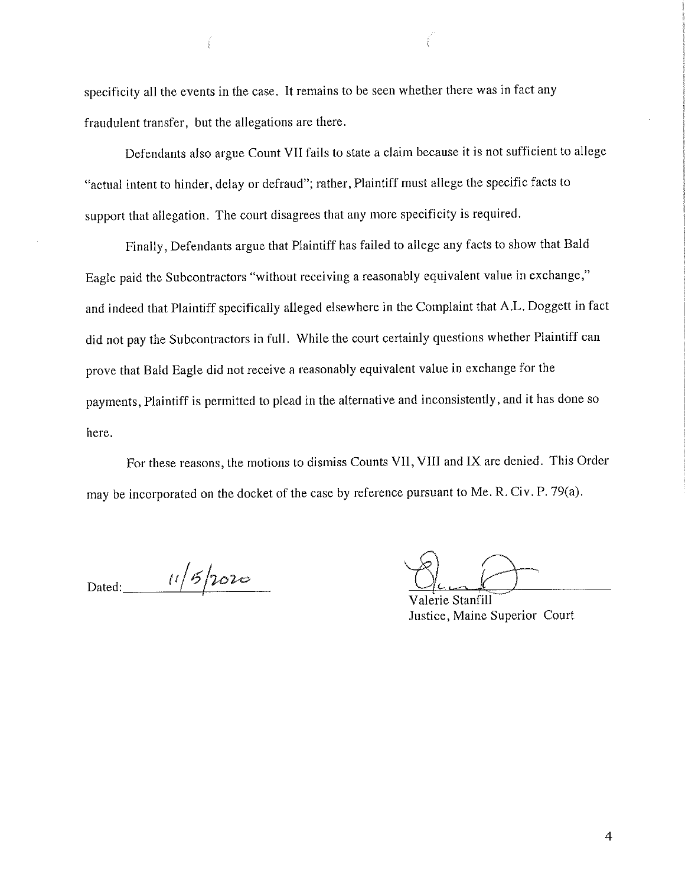specificity all the events in the case. It remains to be seen whether there was in fact any fraudulent transfer, but the allegations are there.

Defendants also argue Count VII fails to state a claim because it is not sufficient to allege "actual intent to hinder, delay or defraud"; rather, Plaintiff must allege the specific facts to support that allegation. The court disagrees that any more specificity is required.

Finally, Defendants argue that Plaintiff has failed to allege any facts to show that Bald Eagle paid the Subcontractors "without receiving a reasonably equivalent value in exchange," and indeed that Plaintiff specifically alleged elsewhere in the Complaint that A.L. Doggett in fact did not pay the Subcontractors in full. While the court certainly questions whether Plaintiff can prove that Bald Eagle did not receive a reasonably equivalent value in exchange for the payments, Plaintiff is permitted to plead in the alternative and inconsistently, and it has done so here.

For these reasons, the motions to dismiss Counts VII, VIII and IX are denied. This Order may be incorporated on the docket of the case by reference pursuant to Me. R. Civ. P. 79(a).

Dated: 11/5/2020

Valerie Stanfill
Justice, Maine Superior Court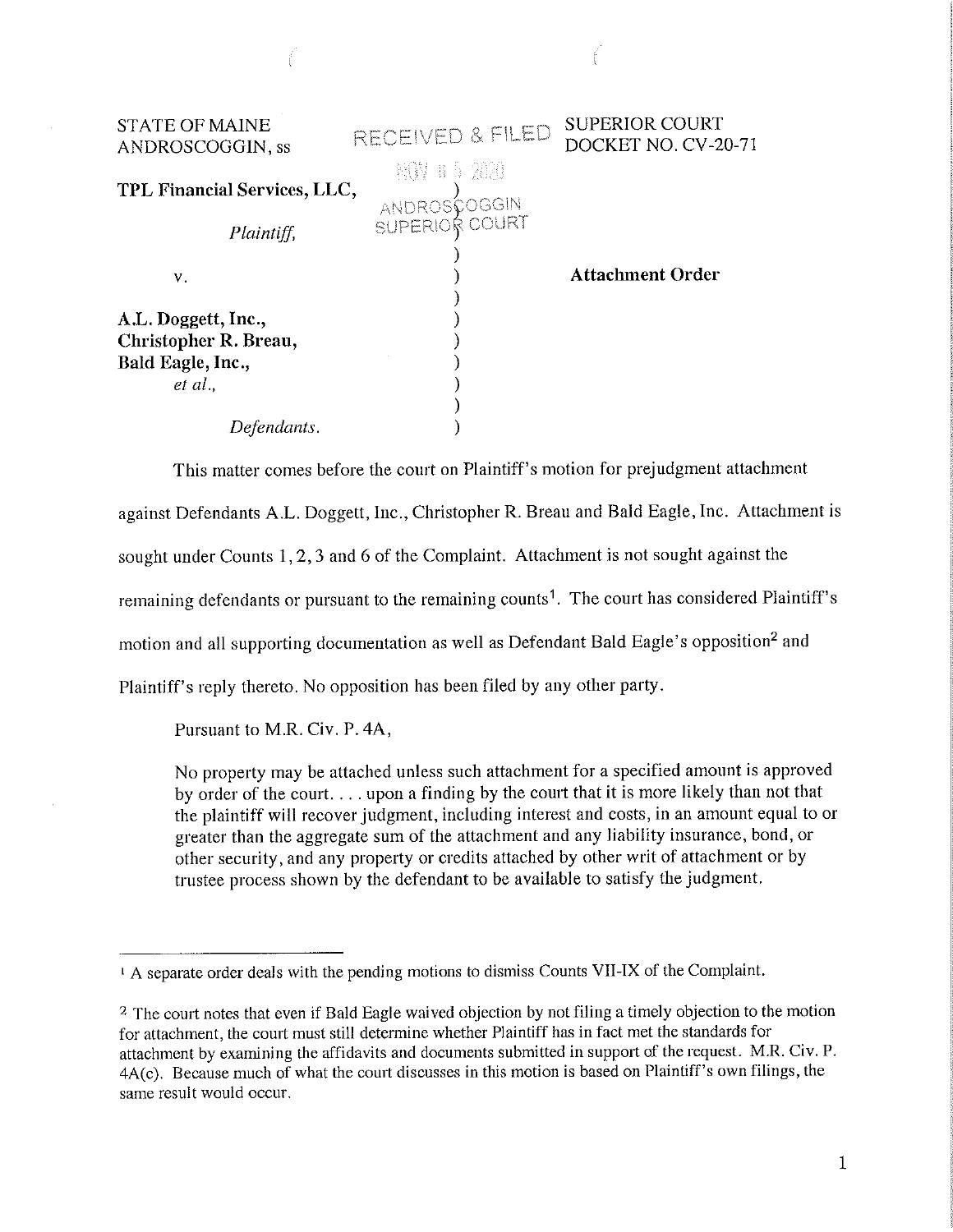STATE OF MAINE
ANDROSCOGGIN, ss

RECEIVED & FILED
NOV 05 2020
ANDROSCOGGIN
SUPERIOR COURT

SUPERIOR COURT
DOCKET NO. CV-20-71

**TPL Financial Services, LLC,**

*Plaintiff,*

v.

**A.L. Doggett, Inc.,**
**Christopher R. Breau,**
**Bald Eagle, Inc.,**
*et al.,*

*Defendants.*

**Attachment Order**

This matter comes before the court on Plaintiff's motion for prejudgment attachment against Defendants A.L. Doggett, Inc., Christopher R. Breau and Bald Eagle, Inc. Attachment is sought under Counts 1, 2, 3 and 6 of the Complaint. Attachment is not sought against the remaining defendants or pursuant to the remaining counts[1]. The court has considered Plaintiff's motion and all supporting documentation as well as Defendant Bald Eagle's opposition[2] and Plaintiff's reply thereto. No opposition has been filed by any other party.

Pursuant to M.R. Civ. P. 4A,

> No property may be attached unless such attachment for a specified amount is approved by order of the court. . . . upon a finding by the court that it is more likely than not that the plaintiff will recover judgment, including interest and costs, in an amount equal to or greater than the aggregate sum of the attachment and any liability insurance, bond, or other security, and any property or credits attached by other writ of attachment or by trustee process shown by the defendant to be available to satisfy the judgment.

---

[1] A separate order deals with the pending motions to dismiss Counts VII-IX of the Complaint.

[2] The court notes that even if Bald Eagle waived objection by not filing a timely objection to the motion for attachment, the court must still determine whether Plaintiff has in fact met the standards for attachment by examining the affidavits and documents submitted in support of the request. M.R. Civ. P. 4A(c). Because much of what the court discusses in this motion is based on Plaintiff's own filings, the same result would occur.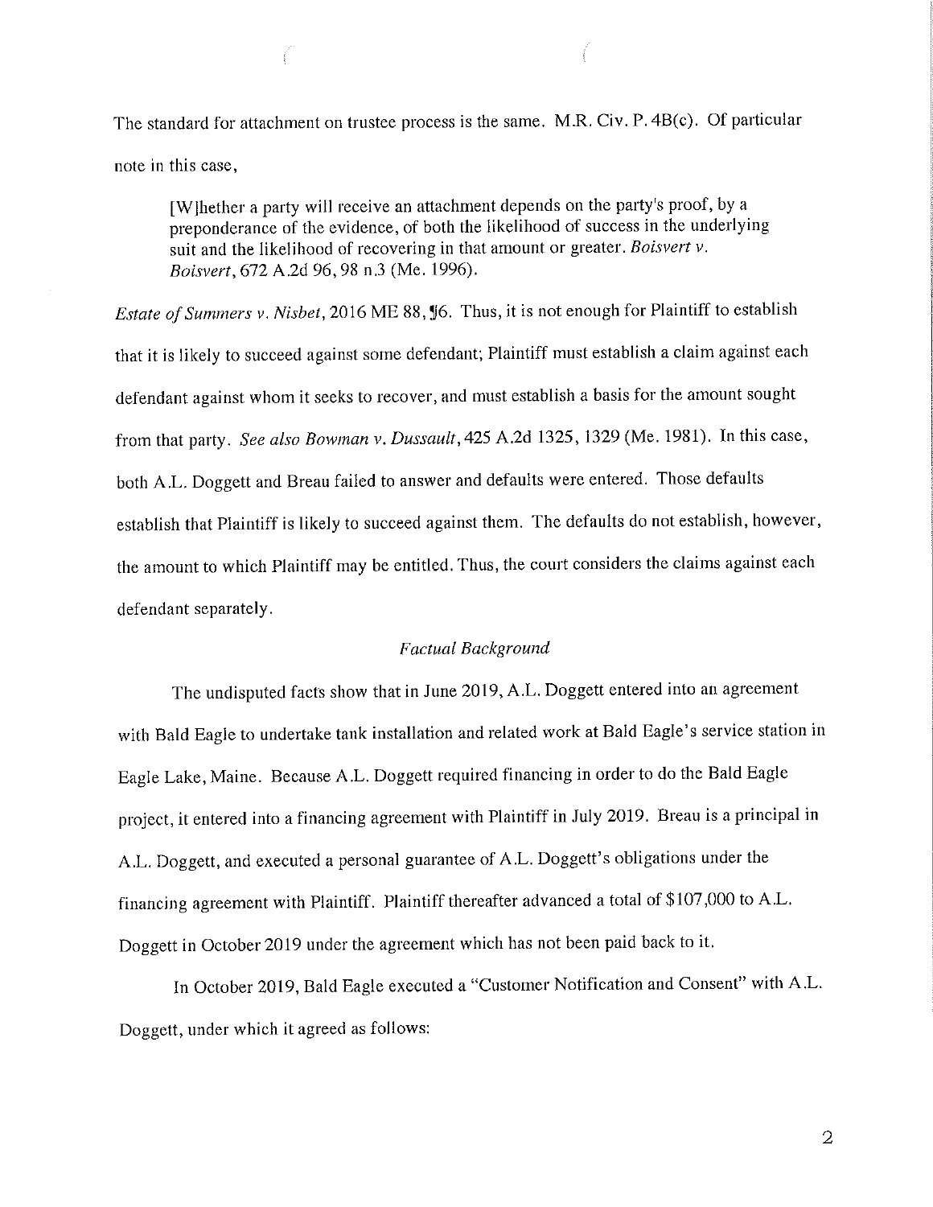The standard for attachment on trustee process is the same. M.R. Civ. P. 4B(c). Of particular note in this case,

> [W]hether a party will receive an attachment depends on the party's proof, by a preponderance of the evidence, of both the likelihood of success in the underlying suit and the likelihood of recovering in that amount or greater. *Boisvert v. Boisvert*, 672 A.2d 96, 98 n.3 (Me. 1996).

*Estate of Summers v. Nisbet*, 2016 ME 88, ¶6. Thus, it is not enough for Plaintiff to establish that it is likely to succeed against some defendant; Plaintiff must establish a claim against each defendant against whom it seeks to recover, and must establish a basis for the amount sought from that party. *See also Bowman v. Dussault*, 425 A.2d 1325, 1329 (Me. 1981). In this case, both A.L. Doggett and Breau failed to answer and defaults were entered. Those defaults establish that Plaintiff is likely to succeed against them. The defaults do not establish, however, the amount to which Plaintiff may be entitled. Thus, the court considers the claims against each defendant separately.

*Factual Background*

The undisputed facts show that in June 2019, A.L. Doggett entered into an agreement with Bald Eagle to undertake tank installation and related work at Bald Eagle's service station in Eagle Lake, Maine. Because A.L. Doggett required financing in order to do the Bald Eagle project, it entered into a financing agreement with Plaintiff in July 2019. Breau is a principal in A.L. Doggett, and executed a personal guarantee of A.L. Doggett's obligations under the financing agreement with Plaintiff. Plaintiff thereafter advanced a total of $107,000 to A.L. Doggett in October 2019 under the agreement which has not been paid back to it.

In October 2019, Bald Eagle executed a "Customer Notification and Consent" with A.L. Doggett, under which it agreed as follows: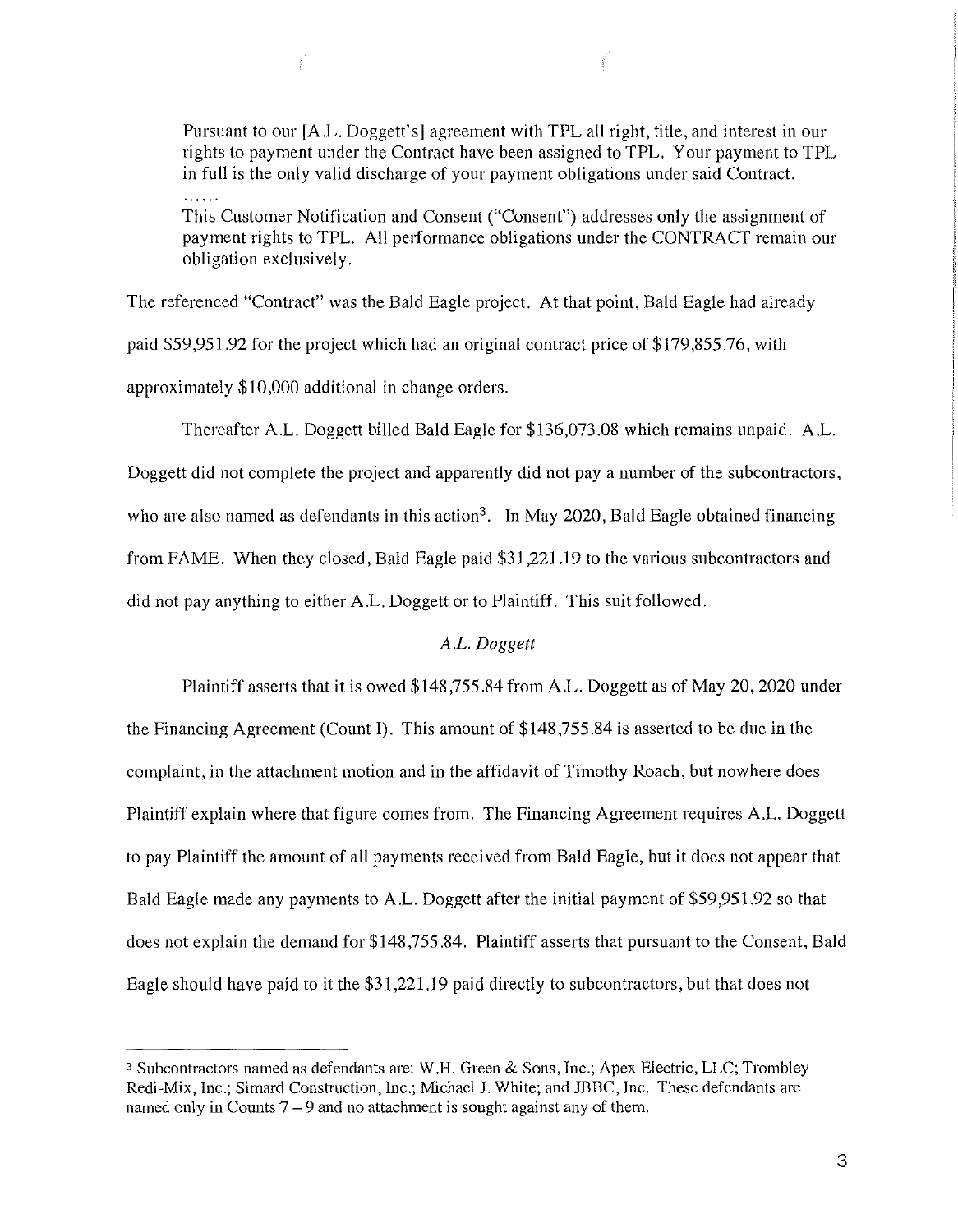> Pursuant to our [A.L. Doggett's] agreement with TPL all right, title, and interest in our rights to payment under the Contract have been assigned to TPL. Your payment to TPL in full is the only valid discharge of your payment obligations under said Contract.
>
> ......
>
> This Customer Notification and Consent ("Consent") addresses only the assignment of payment rights to TPL. All performance obligations under the CONTRACT remain our obligation exclusively.

The referenced "Contract" was the Bald Eagle project. At that point, Bald Eagle had already paid $59,951.92 for the project which had an original contract price of $179,855.76, with approximately $10,000 additional in change orders.

Thereafter A.L. Doggett billed Bald Eagle for $136,073.08 which remains unpaid. A.L. Doggett did not complete the project and apparently did not pay a number of the subcontractors, who are also named as defendants in this action[3]. In May 2020, Bald Eagle obtained financing from FAME. When they closed, Bald Eagle paid $31,221.19 to the various subcontractors and did not pay anything to either A.L. Doggett or to Plaintiff. This suit followed.

### *A.L. Doggett*

Plaintiff asserts that it is owed $148,755.84 from A.L. Doggett as of May 20, 2020 under the Financing Agreement (Count I). This amount of $148,755.84 is asserted to be due in the complaint, in the attachment motion and in the affidavit of Timothy Roach, but nowhere does Plaintiff explain where that figure comes from. The Financing Agreement requires A.L. Doggett to pay Plaintiff the amount of all payments received from Bald Eagle, but it does not appear that Bald Eagle made any payments to A.L. Doggett after the initial payment of $59,951.92 so that does not explain the demand for $148,755.84. Plaintiff asserts that pursuant to the Consent, Bald Eagle should have paid to it the $31,221.19 paid directly to subcontractors, but that does not

---

[3] Subcontractors named as defendants are: W.H. Green & Sons, Inc.; Apex Electric, LLC; Trombley Redi-Mix, Inc.; Simard Construction, Inc.; Michael J. White; and JBBC, Inc. These defendants are named only in Counts 7 – 9 and no attachment is sought against any of them.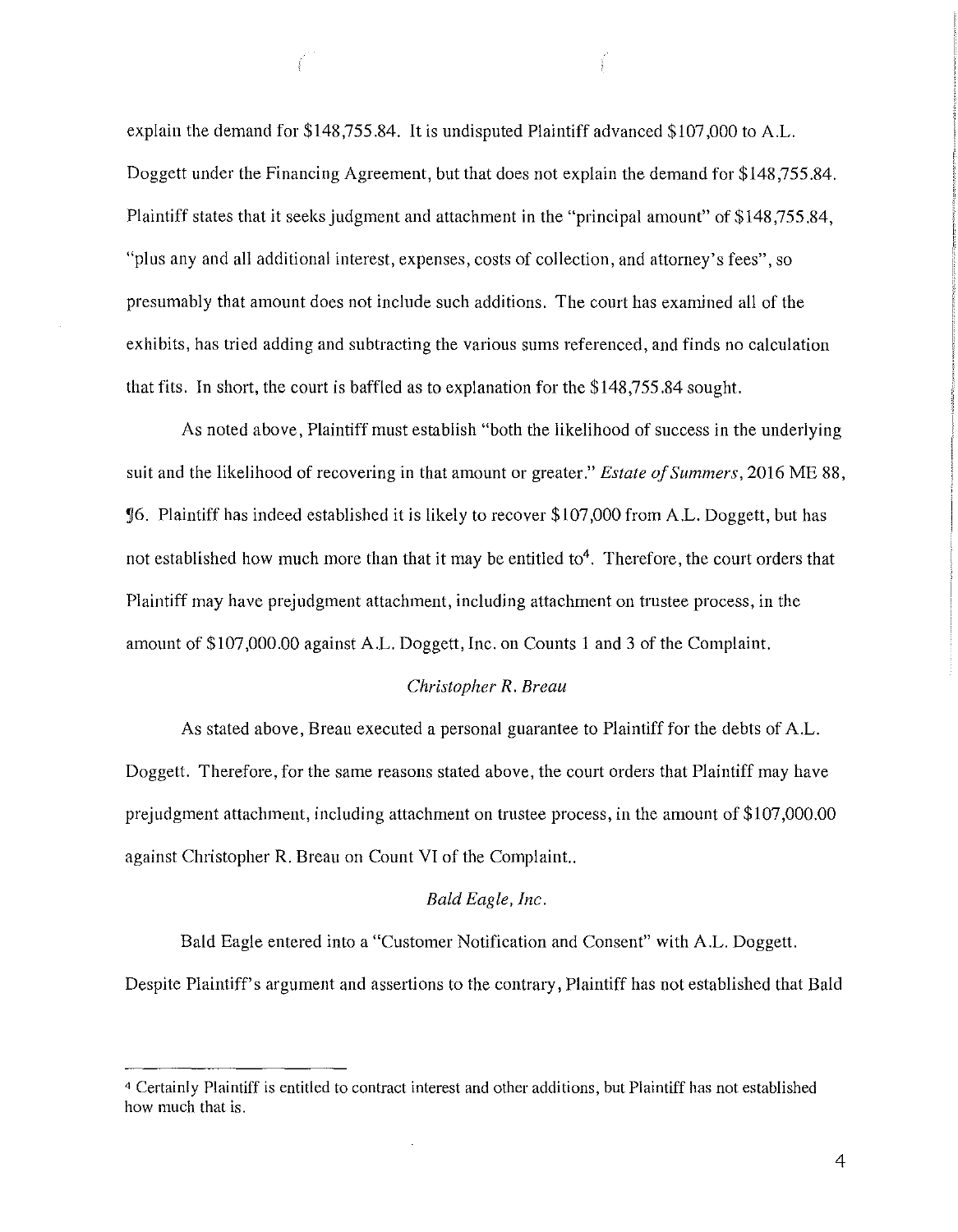explain the demand for $148,755.84. It is undisputed Plaintiff advanced $107,000 to A.L. Doggett under the Financing Agreement, but that does not explain the demand for $148,755.84. Plaintiff states that it seeks judgment and attachment in the "principal amount" of $148,755.84, "plus any and all additional interest, expenses, costs of collection, and attorney's fees", so presumably that amount does not include such additions. The court has examined all of the exhibits, has tried adding and subtracting the various sums referenced, and finds no calculation that fits. In short, the court is baffled as to explanation for the $148,755.84 sought.

As noted above, Plaintiff must establish "both the likelihood of success in the underlying suit and the likelihood of recovering in that amount or greater." *Estate of Summers*, 2016 ME 88, ¶6. Plaintiff has indeed established it is likely to recover $107,000 from A.L. Doggett, but has not established how much more than that it may be entitled to[4]. Therefore, the court orders that Plaintiff may have prejudgment attachment, including attachment on trustee process, in the amount of $107,000.00 against A.L. Doggett, Inc. on Counts 1 and 3 of the Complaint.

*Christopher R. Breau*

As stated above, Breau executed a personal guarantee to Plaintiff for the debts of A.L. Doggett. Therefore, for the same reasons stated above, the court orders that Plaintiff may have prejudgment attachment, including attachment on trustee process, in the amount of $107,000.00 against Christopher R. Breau on Count VI of the Complaint..

*Bald Eagle, Inc.*

Bald Eagle entered into a "Customer Notification and Consent" with A.L. Doggett. Despite Plaintiff's argument and assertions to the contrary, Plaintiff has not established that Bald

---

[4] Certainly Plaintiff is entitled to contract interest and other additions, but Plaintiff has not established how much that is.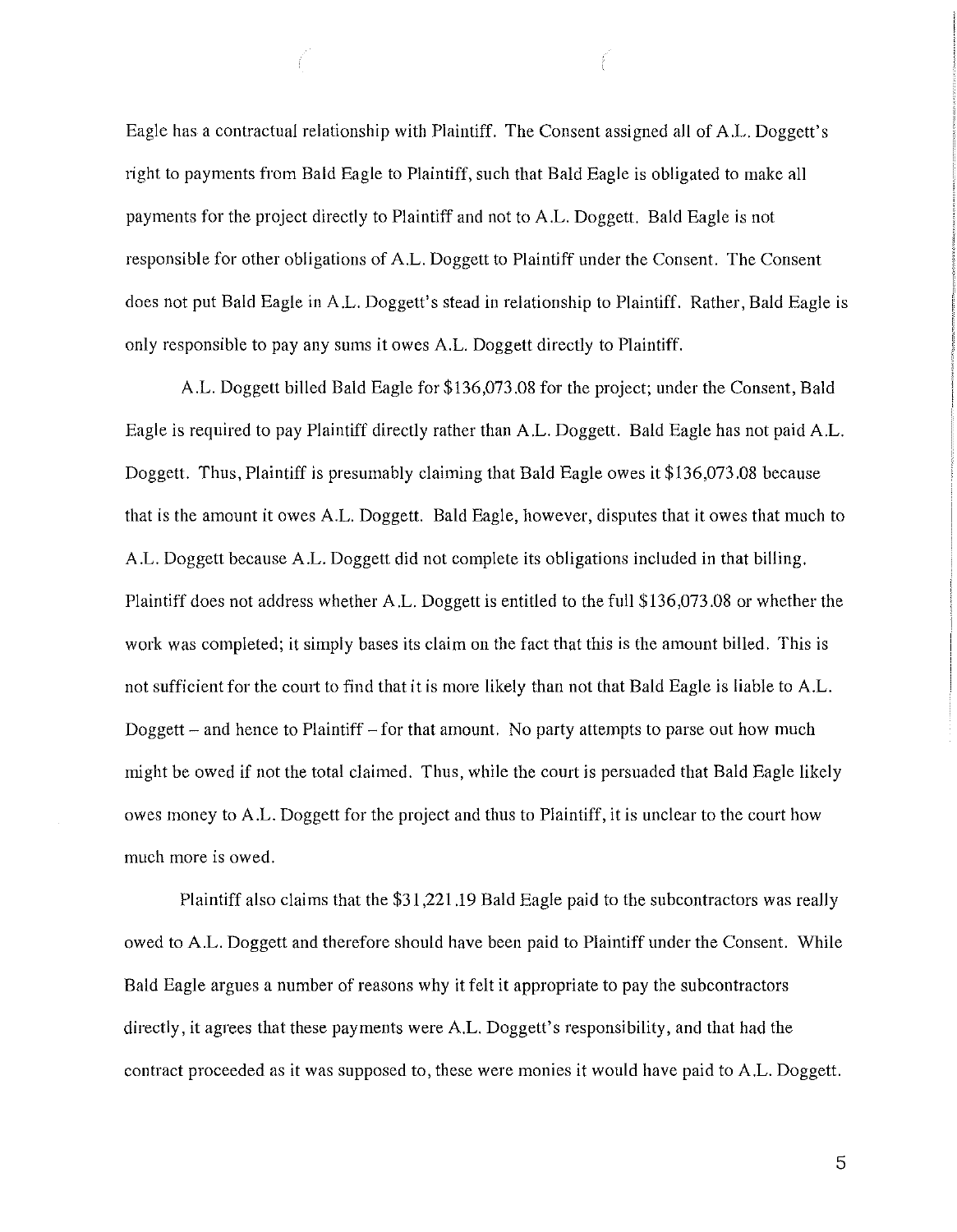Eagle has a contractual relationship with Plaintiff. The Consent assigned all of A.L. Doggett's right to payments from Bald Eagle to Plaintiff, such that Bald Eagle is obligated to make all payments for the project directly to Plaintiff and not to A.L. Doggett. Bald Eagle is not responsible for other obligations of A.L. Doggett to Plaintiff under the Consent. The Consent does not put Bald Eagle in A.L. Doggett's stead in relationship to Plaintiff. Rather, Bald Eagle is only responsible to pay any sums it owes A.L. Doggett directly to Plaintiff.

A.L. Doggett billed Bald Eagle for $136,073.08 for the project; under the Consent, Bald Eagle is required to pay Plaintiff directly rather than A.L. Doggett. Bald Eagle has not paid A.L. Doggett. Thus, Plaintiff is presumably claiming that Bald Eagle owes it $136,073.08 because that is the amount it owes A.L. Doggett. Bald Eagle, however, disputes that it owes that much to A.L. Doggett because A.L. Doggett did not complete its obligations included in that billing. Plaintiff does not address whether A.L. Doggett is entitled to the full $136,073.08 or whether the work was completed; it simply bases its claim on the fact that this is the amount billed. This is not sufficient for the court to find that it is more likely than not that Bald Eagle is liable to A.L. Doggett – and hence to Plaintiff – for that amount. No party attempts to parse out how much might be owed if not the total claimed. Thus, while the court is persuaded that Bald Eagle likely owes money to A.L. Doggett for the project and thus to Plaintiff, it is unclear to the court how much more is owed.

Plaintiff also claims that the $31,221.19 Bald Eagle paid to the subcontractors was really owed to A.L. Doggett and therefore should have been paid to Plaintiff under the Consent. While Bald Eagle argues a number of reasons why it felt it appropriate to pay the subcontractors directly, it agrees that these payments were A.L. Doggett's responsibility, and that had the contract proceeded as it was supposed to, these were monies it would have paid to A.L. Doggett.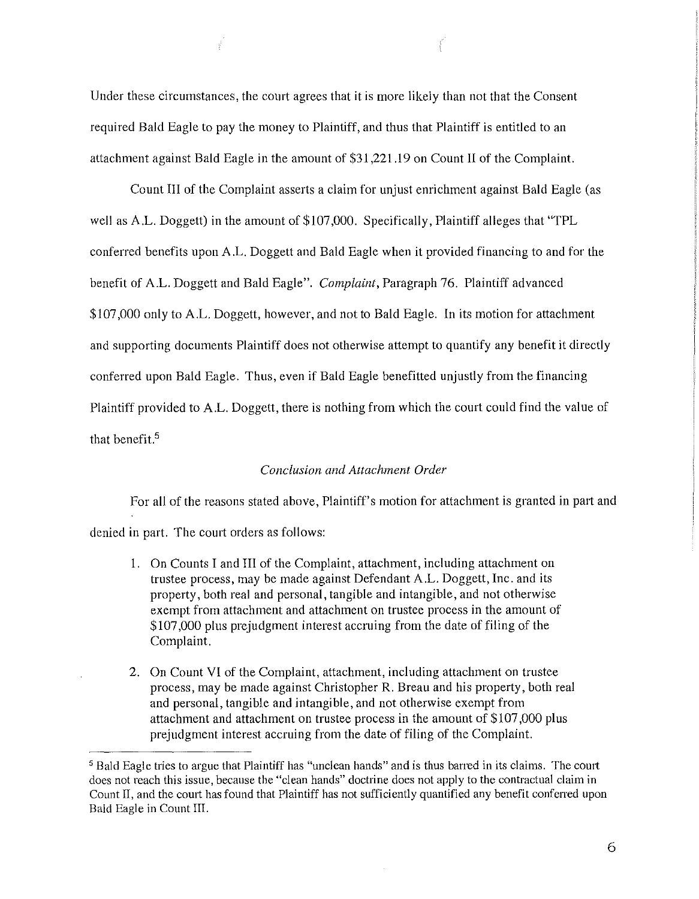Under these circumstances, the court agrees that it is more likely than not that the Consent required Bald Eagle to pay the money to Plaintiff, and thus that Plaintiff is entitled to an attachment against Bald Eagle in the amount of $31,221.19 on Count II of the Complaint.

Count III of the Complaint asserts a claim for unjust enrichment against Bald Eagle (as well as A.L. Doggett) in the amount of $107,000. Specifically, Plaintiff alleges that "TPL conferred benefits upon A.L. Doggett and Bald Eagle when it provided financing to and for the benefit of A.L. Doggett and Bald Eagle". *Complaint*, Paragraph 76. Plaintiff advanced $107,000 only to A.L. Doggett, however, and not to Bald Eagle. In its motion for attachment and supporting documents Plaintiff does not otherwise attempt to quantify any benefit it directly conferred upon Bald Eagle. Thus, even if Bald Eagle benefitted unjustly from the financing Plaintiff provided to A.L. Doggett, there is nothing from which the court could find the value of that benefit.[5]

*Conclusion and Attachment Order*

For all of the reasons stated above, Plaintiff's motion for attachment is granted in part and denied in part. The court orders as follows:

1. On Counts I and III of the Complaint, attachment, including attachment on trustee process, may be made against Defendant A.L. Doggett, Inc. and its property, both real and personal, tangible and intangible, and not otherwise exempt from attachment and attachment on trustee process in the amount of $107,000 plus prejudgment interest accruing from the date of filing of the Complaint.
2. On Count VI of the Complaint, attachment, including attachment on trustee process, may be made against Christopher R. Breau and his property, both real and personal, tangible and intangible, and not otherwise exempt from attachment and attachment on trustee process in the amount of $107,000 plus prejudgment interest accruing from the date of filing of the Complaint.

[5] Bald Eagle tries to argue that Plaintiff has "unclean hands" and is thus barred in its claims. The court does not reach this issue, because the "clean hands" doctrine does not apply to the contractual claim in Count II, and the court has found that Plaintiff has not sufficiently quantified any benefit conferred upon Bald Eagle in Count III.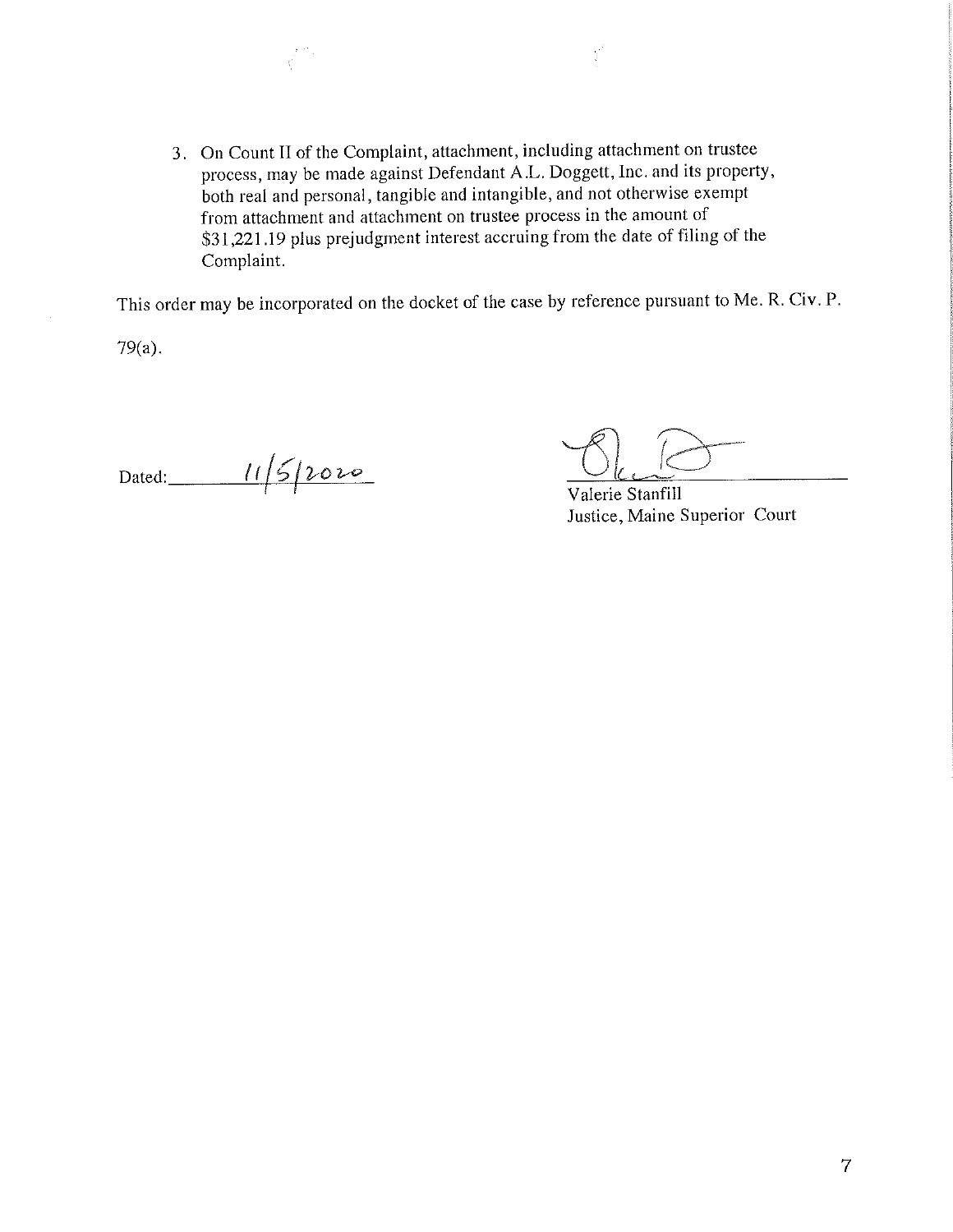3. On Count II of the Complaint, attachment, including attachment on trustee process, may be made against Defendant A.L. Doggett, Inc. and its property, both real and personal, tangible and intangible, and not otherwise exempt from attachment and attachment on trustee process in the amount of $31,221.19 plus prejudgment interest accruing from the date of filing of the Complaint.

This order may be incorporated on the docket of the case by reference pursuant to Me. R. Civ. P. 79(a).

Dated: 11/5/2020

Valerie Stanfill
Justice, Maine Superior Court